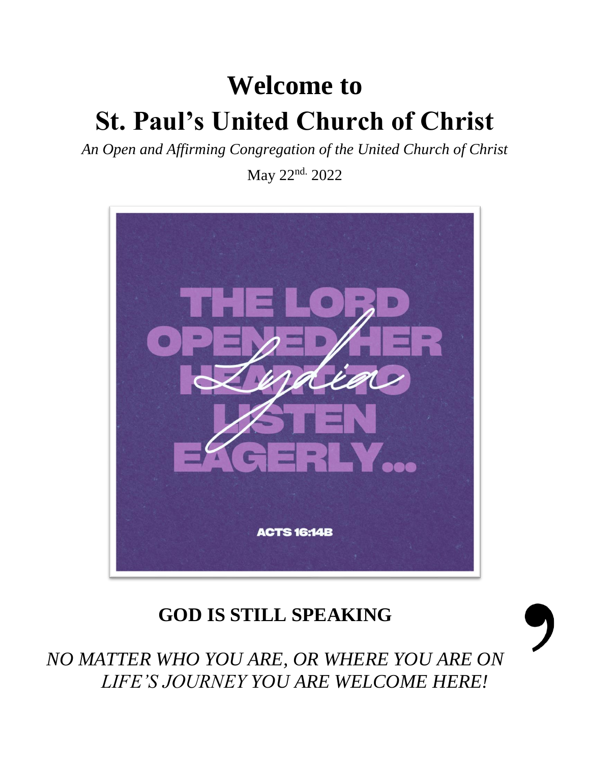# Welcome to

# St. Paul's United Church of Christ

*An Open and Affirming Congregation of the United Church of Christ*

May 22nd. 2022

THE LORD OPENED HER HEART TO LISTEN EAGERLY...

*Lydia*

ACTS 16:14B

## GOD IS STILL SPEAKING,

*NO MATTER WHO YOU ARE, OR WHERE YOU ARE ON LIFE'S JOURNEY YOU ARE WELCOME HERE!*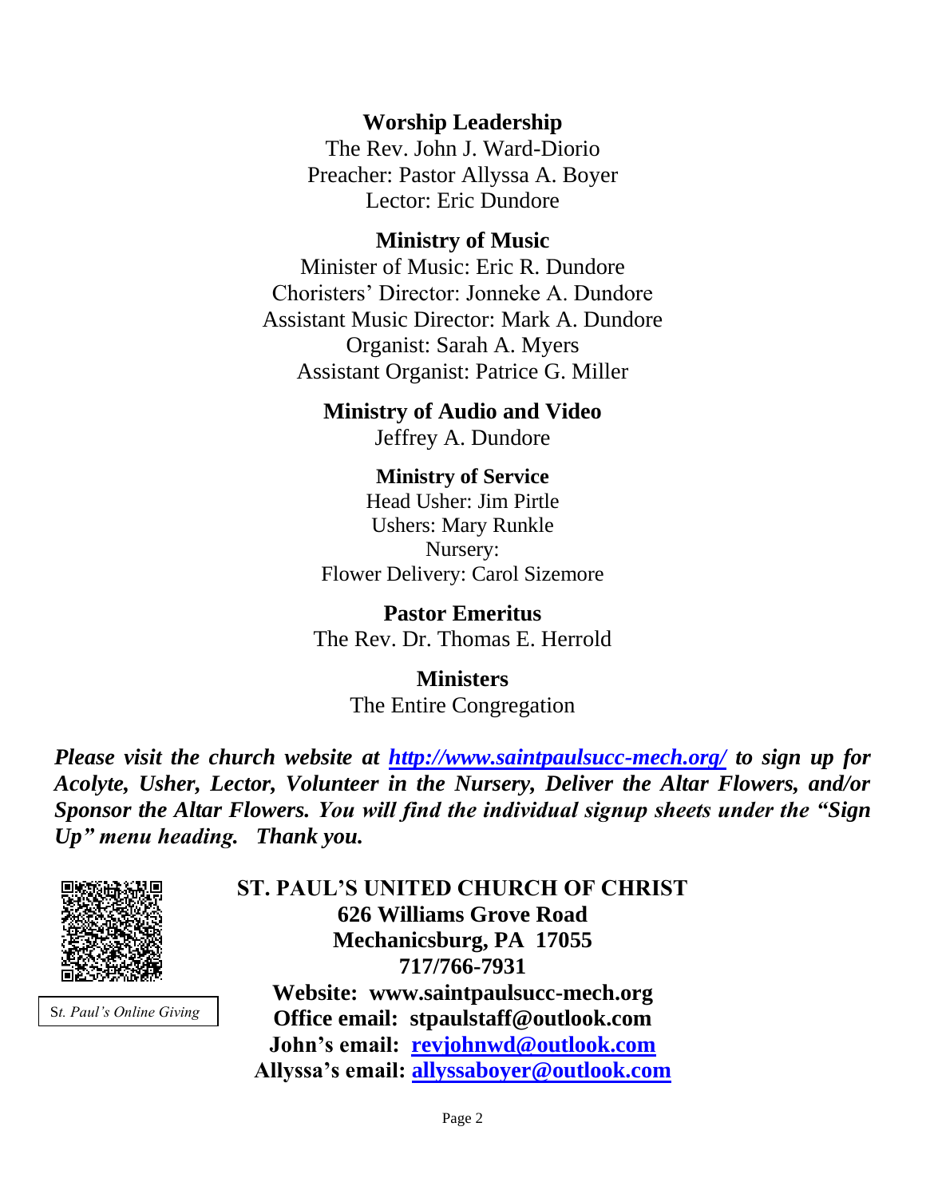## Worship Leadership

The Rev. John J. Ward-Diorio
Preacher: Pastor Allyssa A. Boyer
Lector: Eric Dundore

## Ministry of Music

Minister of Music: Eric R. Dundore
Choristers' Director: Jonneke A. Dundore
Assistant Music Director: Mark A. Dundore
Organist: Sarah A. Myers
Assistant Organist: Patrice G. Miller

## Ministry of Audio and Video

Jeffrey A. Dundore

## Ministry of Service

Head Usher: Jim Pirtle
Ushers: Mary Runkle
Nursery:
Flower Delivery: Carol Sizemore

## Pastor Emeritus

The Rev. Dr. Thomas E. Herrold

## Ministers

The Entire Congregation

***Please visit the church website at [http://www.saintpaulsucc-mech.org/](http://www.saintpaulsucc-mech.org/) to sign up for Acolyte, Usher, Lector, Volunteer in the Nursery, Deliver the Altar Flowers, and/or Sponsor the Altar Flowers. You will find the individual signup sheets under the "Sign Up" menu heading. Thank you.***

S*t. Paul's Online Giving*

**ST. PAUL'S UNITED CHURCH OF CHRIST**
**626 Williams Grove Road**
**Mechanicsburg, PA 17055**
**717/766-7931**
**Website: www.saintpaulsucc-mech.org**
**Office email: stpaulstaff@outlook.com**
**John's email: [revjohnwd@outlook.com](mailto:revjohnwd@outlook.com)**
**Allyssa's email: [allyssaboyer@outlook.com](mailto:allyssaboyer@outlook.com)**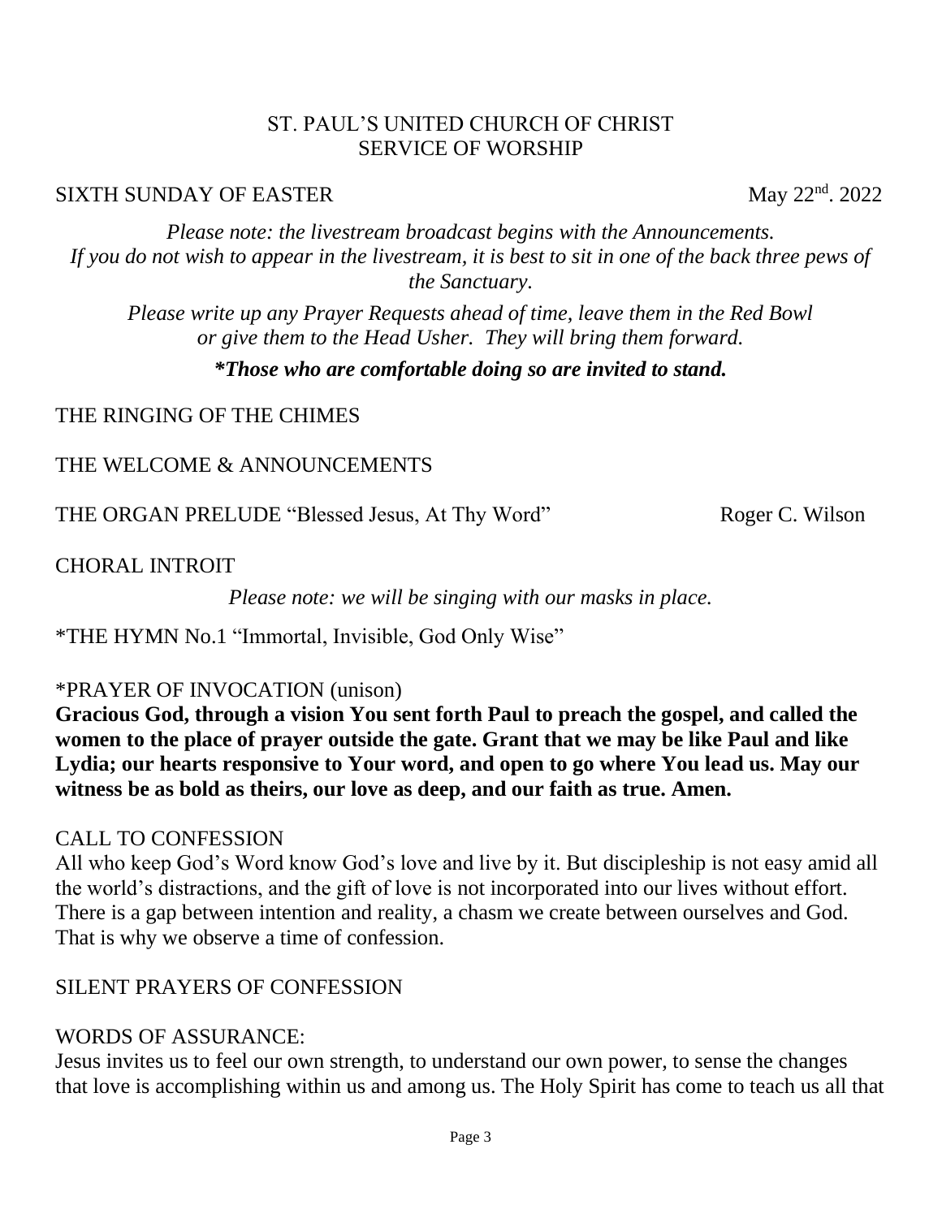ST. PAUL'S UNITED CHURCH OF CHRIST
SERVICE OF WORSHIP

SIXTH SUNDAY OF EASTER May 22nd. 2022

*Please note: the livestream broadcast begins with the Announcements. If you do not wish to appear in the livestream, it is best to sit in one of the back three pews of the Sanctuary.*

*Please write up any Prayer Requests ahead of time, leave them in the Red Bowl or give them to the Head Usher. They will bring them forward.*

***Those who are comfortable doing so are invited to stand.***

THE RINGING OF THE CHIMES

THE WELCOME & ANNOUNCEMENTS

THE ORGAN PRELUDE "Blessed Jesus, At Thy Word" Roger C. Wilson

CHORAL INTROIT

*Please note: we will be singing with our masks in place.*

*THE HYMN No.1 "Immortal, Invisible, God Only Wise"

*PRAYER OF INVOCATION (unison)

**Gracious God, through a vision You sent forth Paul to preach the gospel, and called the women to the place of prayer outside the gate. Grant that we may be like Paul and like Lydia; our hearts responsive to Your word, and open to go where You lead us. May our witness be as bold as theirs, our love as deep, and our faith as true. Amen.**

CALL TO CONFESSION

All who keep God's Word know God's love and live by it. But discipleship is not easy amid all the world's distractions, and the gift of love is not incorporated into our lives without effort. There is a gap between intention and reality, a chasm we create between ourselves and God. That is why we observe a time of confession.

SILENT PRAYERS OF CONFESSION

WORDS OF ASSURANCE:

Jesus invites us to feel our own strength, to understand our own power, to sense the changes that love is accomplishing within us and among us. The Holy Spirit has come to teach us all that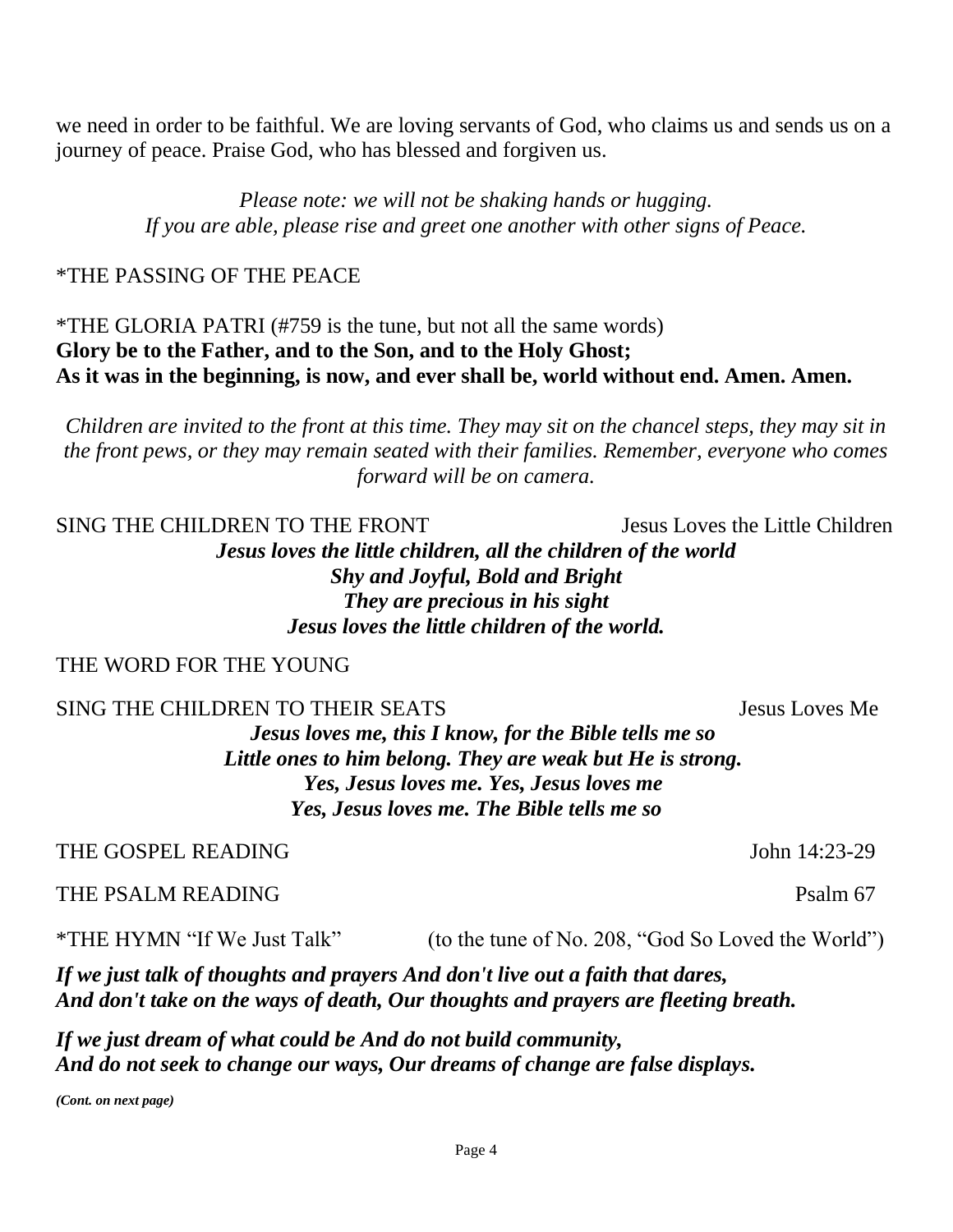we need in order to be faithful. We are loving servants of God, who claims us and sends us on a journey of peace. Praise God, who has blessed and forgiven us.

*Please note: we will not be shaking hands or hugging.*
*If you are able, please rise and greet one another with other signs of Peace.*

*THE PASSING OF THE PEACE

*THE GLORIA PATRI (#759 is the tune, but not all the same words)
**Glory be to the Father, and to the Son, and to the Holy Ghost;**
**As it was in the beginning, is now, and ever shall be, world without end. Amen. Amen.**

*Children are invited to the front at this time. They may sit on the chancel steps, they may sit in the front pews, or they may remain seated with their families. Remember, everyone who comes forward will be on camera.*

SING THE CHILDREN TO THE FRONT — Jesus Loves the Little Children

***Jesus loves the little children, all the children of the world***
***Shy and Joyful, Bold and Bright***
***They are precious in his sight***
***Jesus loves the little children of the world.***

THE WORD FOR THE YOUNG

SING THE CHILDREN TO THEIR SEATS — Jesus Loves Me

***Jesus loves me, this I know, for the Bible tells me so***
***Little ones to him belong. They are weak but He is strong.***
***Yes, Jesus loves me. Yes, Jesus loves me***
***Yes, Jesus loves me. The Bible tells me so***

THE GOSPEL READING — John 14:23-29

THE PSALM READING — Psalm 67

*THE HYMN "If We Just Talk" (to the tune of No. 208, "God So Loved the World")

***If we just talk of thoughts and prayers And don't live out a faith that dares,***
***And don't take on the ways of death, Our thoughts and prayers are fleeting breath.***

***If we just dream of what could be And do not build community,***
***And do not seek to change our ways, Our dreams of change are false displays.***

***(Cont. on next page)***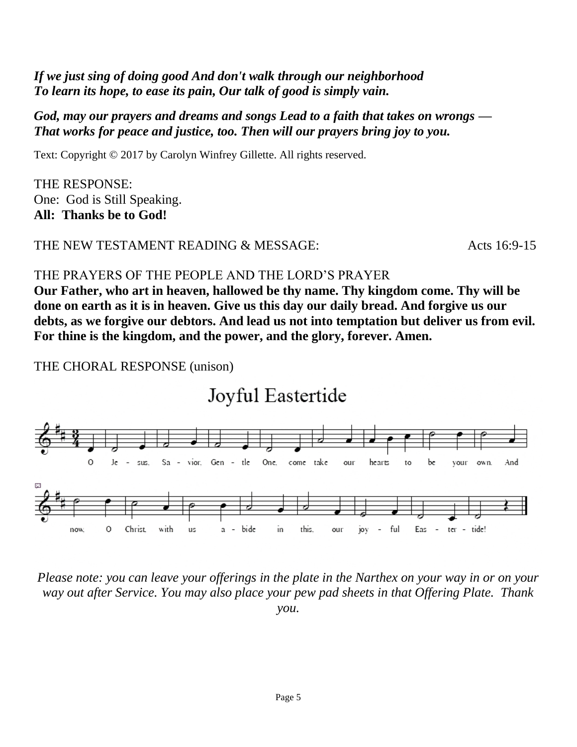*If we just sing of doing good And don't walk through our neighborhood To learn its hope, to ease its pain, Our talk of good is simply vain.*

*God, may our prayers and dreams and songs Lead to a faith that takes on wrongs — That works for peace and justice, too. Then will our prayers bring joy to you.*

Text: Copyright © 2017 by Carolyn Winfrey Gillette. All rights reserved.

THE RESPONSE:
One: God is Still Speaking.
**All: Thanks be to God!**

THE NEW TESTAMENT READING & MESSAGE: Acts 16:9-15

THE PRAYERS OF THE PEOPLE AND THE LORD'S PRAYER
**Our Father, who art in heaven, hallowed be thy name. Thy kingdom come. Thy will be done on earth as it is in heaven. Give us this day our daily bread. And forgive us our debts, as we forgive our debtors. And lead us not into temptation but deliver us from evil. For thine is the kingdom, and the power, and the glory, forever. Amen.**

THE CHORAL RESPONSE (unison)

## Joyful Eastertide

O Je - sus, Sa - vior, Gen - tle One, come take our hearts to be your own. And now, O Christ, with us a - bide in this, our joy - ful Eas - ter - tide!

*Please note: you can leave your offerings in the plate in the Narthex on your way in or on your way out after Service. You may also place your pew pad sheets in that Offering Plate. Thank you.*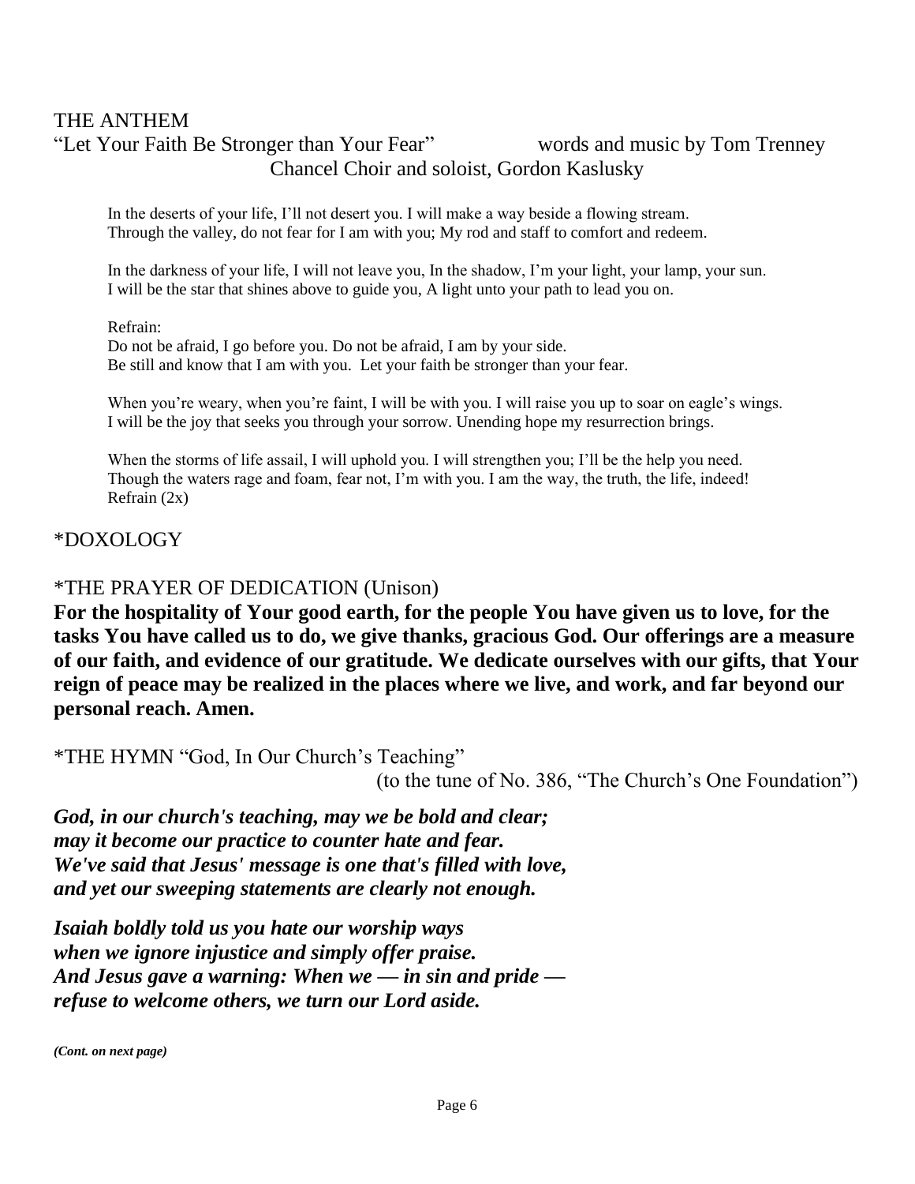## THE ANTHEM

"Let Your Faith Be Stronger than Your Fear" words and music by Tom Trenney
Chancel Choir and soloist, Gordon Kaslusky

In the deserts of your life, I'll not desert you. I will make a way beside a flowing stream.
Through the valley, do not fear for I am with you; My rod and staff to comfort and redeem.

In the darkness of your life, I will not leave you, In the shadow, I'm your light, your lamp, your sun.
I will be the star that shines above to guide you, A light unto your path to lead you on.

Refrain:
Do not be afraid, I go before you. Do not be afraid, I am by your side.
Be still and know that I am with you. Let your faith be stronger than your fear.

When you're weary, when you're faint, I will be with you. I will raise you up to soar on eagle's wings.
I will be the joy that seeks you through your sorrow. Unending hope my resurrection brings.

When the storms of life assail, I will uphold you. I will strengthen you; I'll be the help you need.
Though the waters rage and foam, fear not, I'm with you. I am the way, the truth, the life, indeed!
Refrain (2x)

## *DOXOLOGY

## *THE PRAYER OF DEDICATION (Unison)

**For the hospitality of Your good earth, for the people You have given us to love, for the tasks You have called us to do, we give thanks, gracious God. Our offerings are a measure of our faith, and evidence of our gratitude. We dedicate ourselves with our gifts, that Your reign of peace may be realized in the places where we live, and work, and far beyond our personal reach. Amen.**

## *THE HYMN "God, In Our Church's Teaching"

(to the tune of No. 386, "The Church's One Foundation")

***God, in our church's teaching, may we be bold and clear;***
***may it become our practice to counter hate and fear.***
***We've said that Jesus' message is one that's filled with love,***
***and yet our sweeping statements are clearly not enough.***

***Isaiah boldly told us you hate our worship ways***
***when we ignore injustice and simply offer praise.***
***And Jesus gave a warning: When we — in sin and pride —***
***refuse to welcome others, we turn our Lord aside.***

***(Cont. on next page)***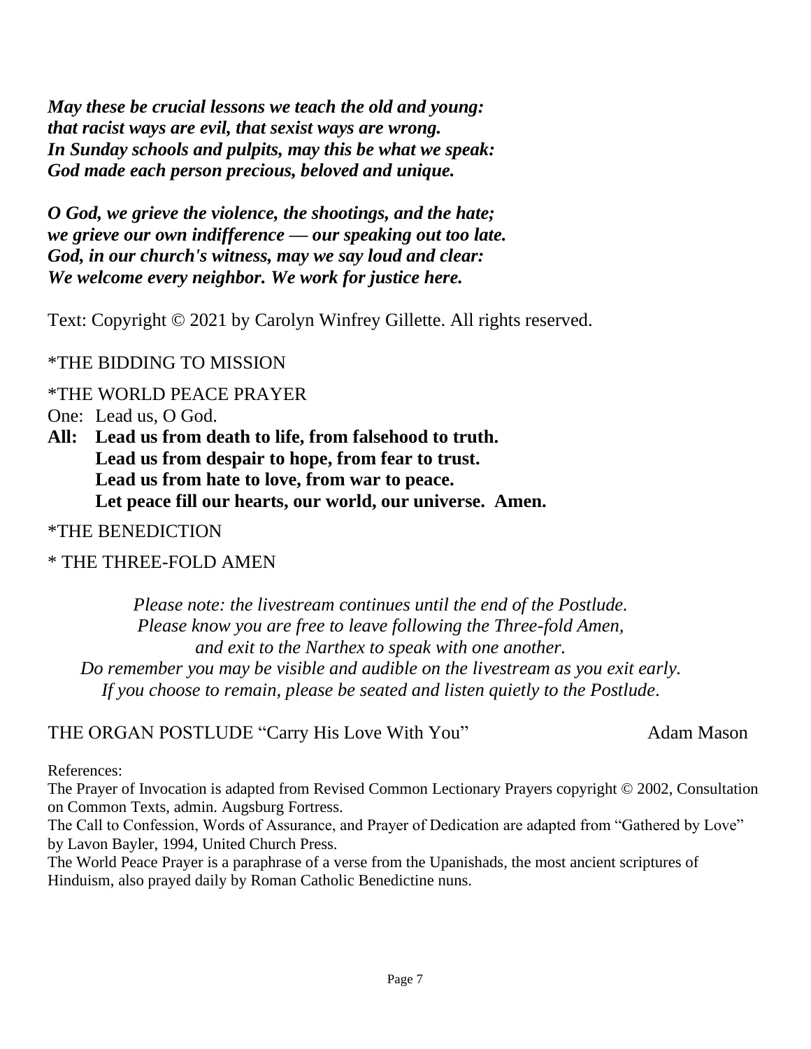***May these be crucial lessons we teach the old and young:***
***that racist ways are evil, that sexist ways are wrong.***
***In Sunday schools and pulpits, may this be what we speak:***
***God made each person precious, beloved and unique.***

***O God, we grieve the violence, the shootings, and the hate;***
***we grieve our own indifference — our speaking out too late.***
***God, in our church's witness, may we say loud and clear:***
***We welcome every neighbor. We work for justice here.***

Text: Copyright © 2021 by Carolyn Winfrey Gillette. All rights reserved.

*THE BIDDING TO MISSION

*THE WORLD PEACE PRAYER

One: Lead us, O God.

**All: Lead us from death to life, from falsehood to truth.**
**Lead us from despair to hope, from fear to trust.**
**Lead us from hate to love, from war to peace.**
**Let peace fill our hearts, our world, our universe. Amen.**

*THE BENEDICTION

* THE THREE-FOLD AMEN

*Please note: the livestream continues until the end of the Postlude.*
*Please know you are free to leave following the Three-fold Amen,*
*and exit to the Narthex to speak with one another.*
*Do remember you may be visible and audible on the livestream as you exit early.*
*If you choose to remain, please be seated and listen quietly to the Postlude.*

THE ORGAN POSTLUDE "Carry His Love With You" Adam Mason

References:
The Prayer of Invocation is adapted from Revised Common Lectionary Prayers copyright © 2002, Consultation on Common Texts, admin. Augsburg Fortress.
The Call to Confession, Words of Assurance, and Prayer of Dedication are adapted from "Gathered by Love" by Lavon Bayler, 1994, United Church Press.
The World Peace Prayer is a paraphrase of a verse from the Upanishads, the most ancient scriptures of Hinduism, also prayed daily by Roman Catholic Benedictine nuns.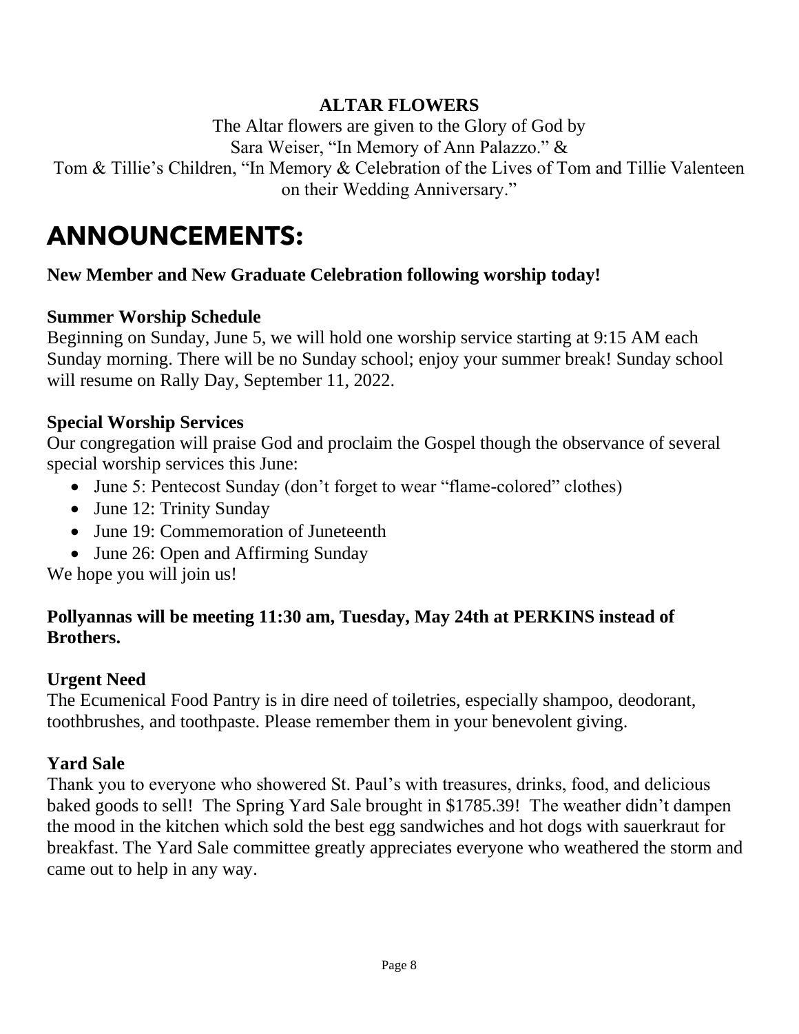**ALTAR FLOWERS**

The Altar flowers are given to the Glory of God by
Sara Weiser, "In Memory of Ann Palazzo." &
Tom & Tillie's Children, "In Memory & Celebration of the Lives of Tom and Tillie Valenteen on their Wedding Anniversary."

# ANNOUNCEMENTS:

**New Member and New Graduate Celebration following worship today!**

**Summer Worship Schedule**
Beginning on Sunday, June 5, we will hold one worship service starting at 9:15 AM each Sunday morning. There will be no Sunday school; enjoy your summer break! Sunday school will resume on Rally Day, September 11, 2022.

**Special Worship Services**
Our congregation will praise God and proclaim the Gospel though the observance of several special worship services this June:

- June 5: Pentecost Sunday (don't forget to wear "flame-colored" clothes)
- June 12: Trinity Sunday
- June 19: Commemoration of Juneteenth
- June 26: Open and Affirming Sunday

We hope you will join us!

**Pollyannas will be meeting 11:30 am, Tuesday, May 24th at PERKINS instead of Brothers.**

**Urgent Need**
The Ecumenical Food Pantry is in dire need of toiletries, especially shampoo, deodorant, toothbrushes, and toothpaste. Please remember them in your benevolent giving.

**Yard Sale**
Thank you to everyone who showered St. Paul's with treasures, drinks, food, and delicious baked goods to sell! The Spring Yard Sale brought in $1785.39! The weather didn't dampen the mood in the kitchen which sold the best egg sandwiches and hot dogs with sauerkraut for breakfast. The Yard Sale committee greatly appreciates everyone who weathered the storm and came out to help in any way.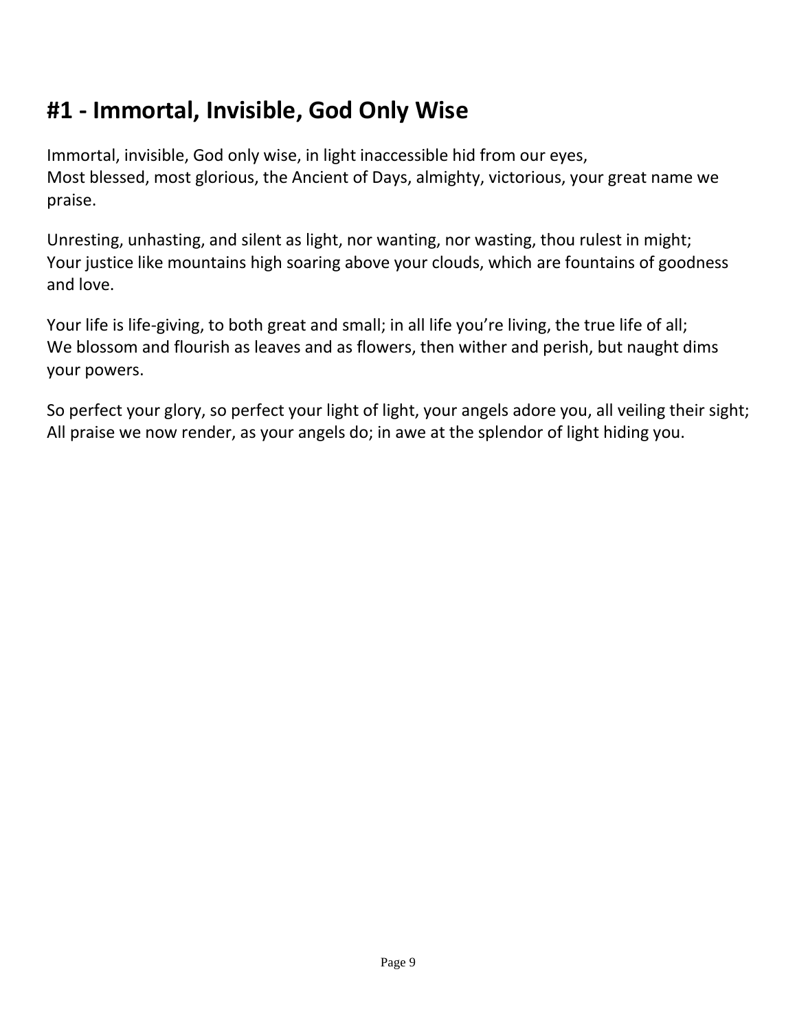## #1 - Immortal, Invisible, God Only Wise

Immortal, invisible, God only wise, in light inaccessible hid from our eyes,
Most blessed, most glorious, the Ancient of Days, almighty, victorious, your great name we praise.

Unresting, unhasting, and silent as light, nor wanting, nor wasting, thou rulest in might;
Your justice like mountains high soaring above your clouds, which are fountains of goodness and love.

Your life is life-giving, to both great and small; in all life you're living, the true life of all;
We blossom and flourish as leaves and as flowers, then wither and perish, but naught dims your powers.

So perfect your glory, so perfect your light of light, your angels adore you, all veiling their sight;
All praise we now render, as your angels do; in awe at the splendor of light hiding you.